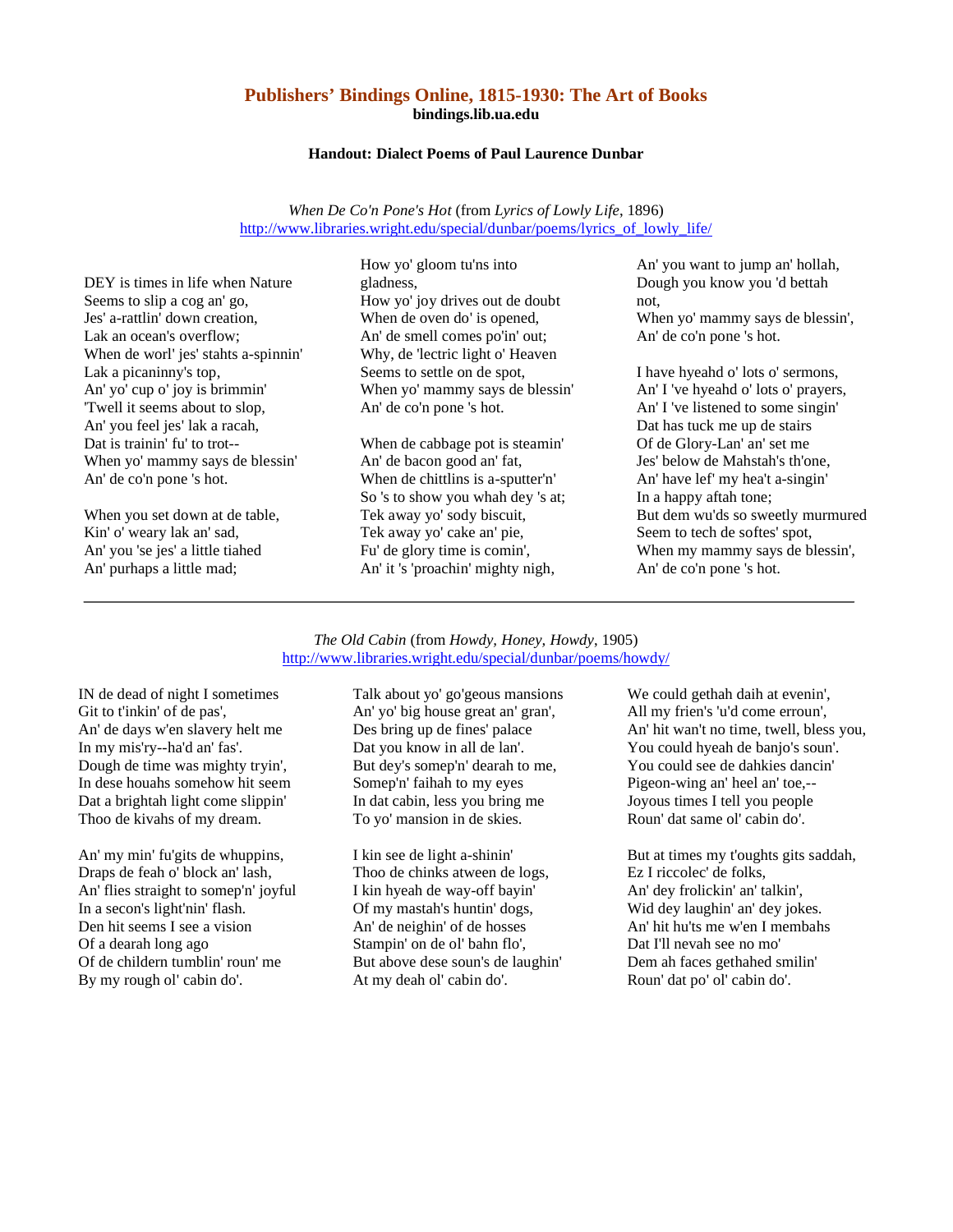# Publishers' Bindings Online, 1815-1930: The Art of Books

**bindings.lib.ua.edu**

### Handout: Dialect Poems of Paul Laurence Dunbar

*When De Co'n Pone's Hot* (from *Lyrics of Lowly Life*, 1896)
http://www.libraries.wright.edu/special/dunbar/poems/lyrics_of_lowly_life/

DEY is times in life when Nature
Seems to slip a cog an' go,
Jes' a-rattlin' down creation,
Lak an ocean's overflow;
When de worl' jes' stahts a-spinnin'
Lak a picaninny's top,
An' yo' cup o' joy is brimmin'
'Twell it seems about to slop,
An' you feel jes' lak a racah,
Dat is trainin' fu' to trot--
When yo' mammy says de blessin'
An' de co'n pone 's hot.

When you set down at de table,
Kin' o' weary lak an' sad,
An' you 'se jes' a little tiahed
An' purhaps a little mad;
How yo' gloom tu'ns into gladness,
How yo' joy drives out de doubt
When de oven do' is opened,
An' de smell comes po'in' out;
Why, de 'lectric light o' Heaven
Seems to settle on de spot,
When yo' mammy says de blessin'
An' de co'n pone 's hot.

When de cabbage pot is steamin'
An' de bacon good an' fat,
When de chittlins is a-sputter'n'
So 's to show you whah dey 's at;
Tek away yo' sody biscuit,
Tek away yo' cake an' pie,
Fu' de glory time is comin',
An' it 's 'proachin' mighty nigh,
An' you want to jump an' hollah,
Dough you know you 'd bettah not,
When yo' mammy says de blessin',
An' de co'n pone 's hot.

I have hyeahd o' lots o' sermons,
An' I 've hyeahd o' lots o' prayers,
An' I 've listened to some singin'
Dat has tuck me up de stairs
Of de Glory-Lan' an' set me
Jes' below de Mahstah's th'one,
An' have lef' my hea't a-singin'
In a happy aftah tone;
But dem wu'ds so sweetly murmured
Seem to tech de softes' spot,
When my mammy says de blessin',
An' de co'n pone 's hot.

---

*The Old Cabin* (from *Howdy, Honey, Howdy*, 1905)
http://www.libraries.wright.edu/special/dunbar/poems/howdy/

IN de dead of night I sometimes
Git to t'inkin' of de pas',
An' de days w'en slavery helt me
In my mis'ry--ha'd an' fas'.
Dough de time was mighty tryin',
In dese houahs somehow hit seem
Dat a brightah light come slippin'
Thoo de kivahs of my dream.

An' my min' fu'gits de whuppins,
Draps de feah o' block an' lash,
An' flies straight to somep'n' joyful
In a secon's light'nin' flash.
Den hit seems I see a vision
Of a dearah long ago
Of de childern tumblin' roun' me
By my rough ol' cabin do'.

Talk about yo' go'geous mansions
An' yo' big house great an' gran',
Des bring up de fines' palace
Dat you know in all de lan'.
But dey's somep'n' dearah to me,
Somep'n' faihah to my eyes
In dat cabin, less you bring me
To yo' mansion in de skies.

I kin see de light a-shinin'
Thoo de chinks atween de logs,
I kin hyeah de way-off bayin'
Of my mastah's huntin' dogs,
An' de neighin' of de hosses
Stampin' on de ol' bahn flo',
But above dese soun's de laughin'
At my deah ol' cabin do'.

We could gethah daih at evenin',
All my frien's 'u'd come erroun',
An' hit wan't no time, twell, bless you,
You could hyeah de banjo's soun'.
You could see de dahkies dancin'
Pigeon-wing an' heel an' toe,--
Joyous times I tell you people
Roun' dat same ol' cabin do'.

But at times my t'oughts gits saddah,
Ez I riccolec' de folks,
An' dey frolickin' an' talkin',
Wid dey laughin' an' dey jokes.
An' hit hu'ts me w'en I membahs
Dat I'll nevah see no mo'
Dem ah faces gethahed smilin'
Roun' dat po' ol' cabin do'.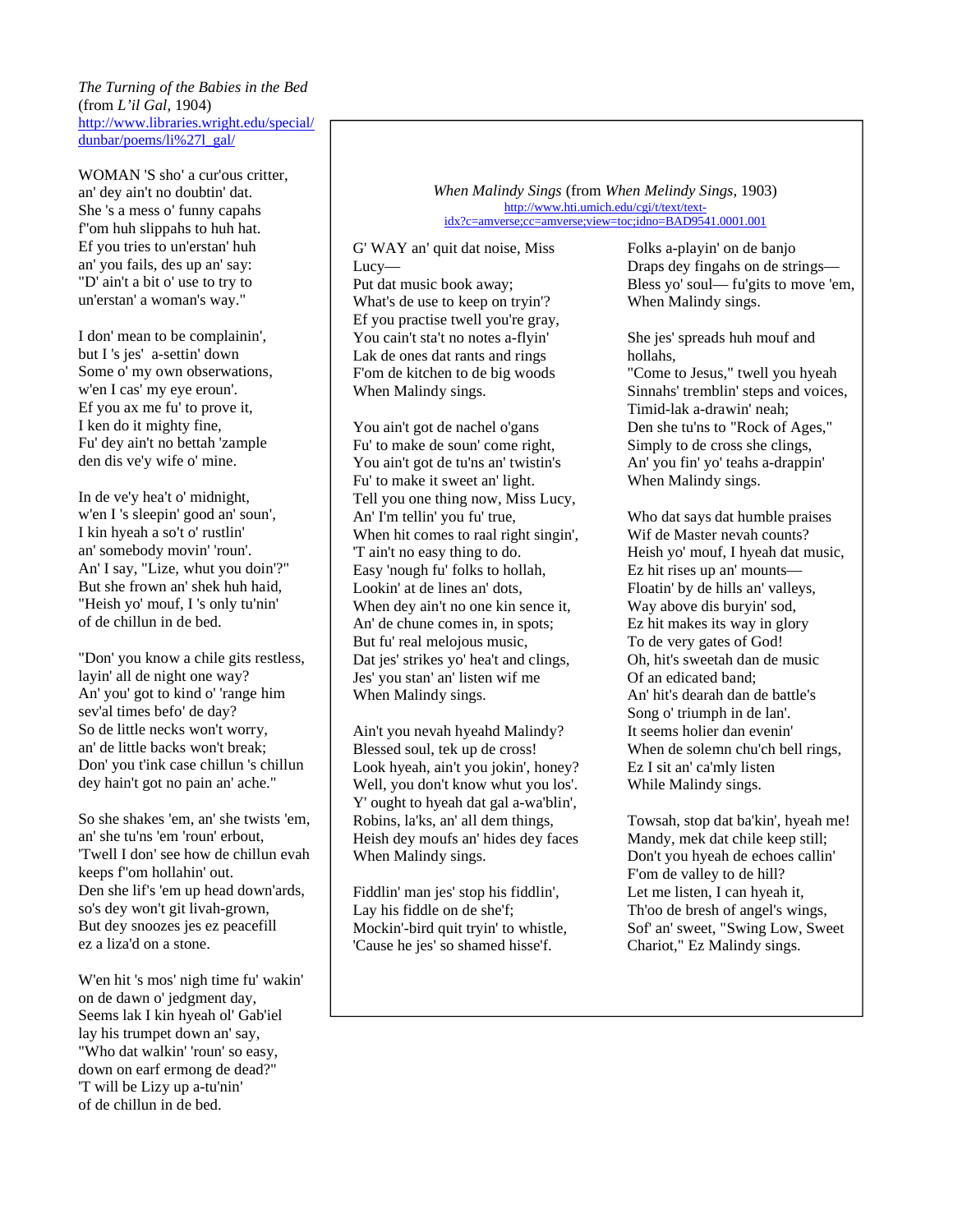*The Turning of the Babies in the Bed*
(from *L'il Gal*, 1904)
http://www.libraries.wright.edu/special/dunbar/poems/li%27l_gal/

WOMAN 'S sho' a cur'ous critter,
an' dey ain't no doubtin' dat.
She 's a mess o' funny capahs
f"om huh slippahs to huh hat.
Ef you tries to un'erstan' huh
an' you fails, des up an' say:
"D' ain't a bit o' use to try to
un'erstan' a woman's way."

I don' mean to be complainin',
but I 's jes' a-settin' down
Some o' my own observations,
w'en I cas' my eye eroun'.
Ef you ax me fu' to prove it,
I ken do it mighty fine,
Fu' dey ain't no bettah 'zample
den dis ve'y wife o' mine.

In de ve'y hea't o' midnight,
w'en I 's sleepin' good an' soun',
I kin hyeah a so't o' rustlin'
an' somebody movin' 'roun'.
An' I say, "Lize, whut you doin'?"
But she frown an' shek huh haid,
"Heish yo' mouf, I 's only tu'nin'
of de chillun in de bed.

"Don' you know a chile gits restless,
layin' all de night one way?
An' you' got to kind o' 'range him
sev'al times befo' de day?
So de little necks won't worry,
an' de little backs won't break;
Don' you t'ink case chillun 's chillun
dey hain't got no pain an' ache."

So she shakes 'em, an' she twists 'em,
an' she tu'ns 'em 'roun' erbout,
'Twell I don' see how de chillun evah
keeps f"om hollahin' out.
Den she lif's 'em up head down'ards,
so's dey won't git livah-grown,
But dey snoozes jes ez peacefill
ez a liza'd on a stone.

W'en hit 's mos' nigh time fu' wakin'
on de dawn o' jedgment day,
Seems lak I kin hyeah ol' Gab'iel
lay his trumpet down an' say,
"Who dat walkin' 'roun' so easy,
down on earf ermong de dead?"
'T will be Lizy up a-tu'nin'
of de chillun in de bed.

*When Malindy Sings* (from *When Melindy Sings*, 1903)
http://www.hti.umich.edu/cgi/t/text/text-idx?c=amverse;cc=amverse;view=toc;idno=BAD9541.0001.001

G' WAY an' quit dat noise, Miss Lucy—
Put dat music book away;
What's de use to keep on tryin'?
Ef you practise twell you're gray,
You cain't sta't no notes a-flyin'
Lak de ones dat rants and rings
F'om de kitchen to de big woods
When Malindy sings.

You ain't got de nachel o'gans
Fu' to make de soun' come right,
You ain't got de tu'ns an' twistin's
Fu' to make it sweet an' light.
Tell you one thing now, Miss Lucy,
An' I'm tellin' you fu' true,
When hit comes to raal right singin',
'T ain't no easy thing to do.
Easy 'nough fu' folks to hollah,
Lookin' at de lines an' dots,
When dey ain't no one kin sence it,
An' de chune comes in, in spots;
But fu' real melojous music,
Dat jes' strikes yo' hea't and clings,
Jes' you stan' an' listen wif me
When Malindy sings.

Ain't you nevah hyeahd Malindy?
Blessed soul, tek up de cross!
Look hyeah, ain't you jokin', honey?
Well, you don't know whut you los'.
Y' ought to hyeah dat gal a-wa'blin',
Robins, la'ks, an' all dem things,
Heish dey moufs an' hides dey faces
When Malindy sings.

Fiddlin' man jes' stop his fiddlin',
Lay his fiddle on de she'f;
Mockin'-bird quit tryin' to whistle,
'Cause he jes' so shamed hisse'f.
Folks a-playin' on de banjo
Draps dey fingahs on de strings—
Bless yo' soul— fu'gits to move 'em,
When Malindy sings.

She jes' spreads huh mouf and hollahs,
"Come to Jesus," twell you hyeah
Sinnahs' tremblin' steps and voices,
Timid-lak a-drawin' neah;
Den she tu'ns to "Rock of Ages,"
Simply to de cross she clings,
An' you fin' yo' teahs a-drappin'
When Malindy sings.

Who dat says dat humble praises
Wif de Master nevah counts?
Heish yo' mouf, I hyeah dat music,
Ez hit rises up an' mounts—
Floatin' by de hills an' valleys,
Way above dis buryin' sod,
Ez hit makes its way in glory
To de very gates of God!
Oh, hit's sweetah dan de music
Of an edicated band;
An' hit's dearah dan de battle's
Song o' triumph in de lan'.
It seems holier dan evenin'
When de solemn chu'ch bell rings,
Ez I sit an' ca'mly listen
While Malindy sings.

Towsah, stop dat ba'kin', hyeah me!
Mandy, mek dat chile keep still;
Don't you hyeah de echoes callin'
F'om de valley to de hill?
Let me listen, I can hyeah it,
Th'oo de bresh of angel's wings,
Sof' an' sweet, "Swing Low, Sweet
Chariot," Ez Malindy sings.